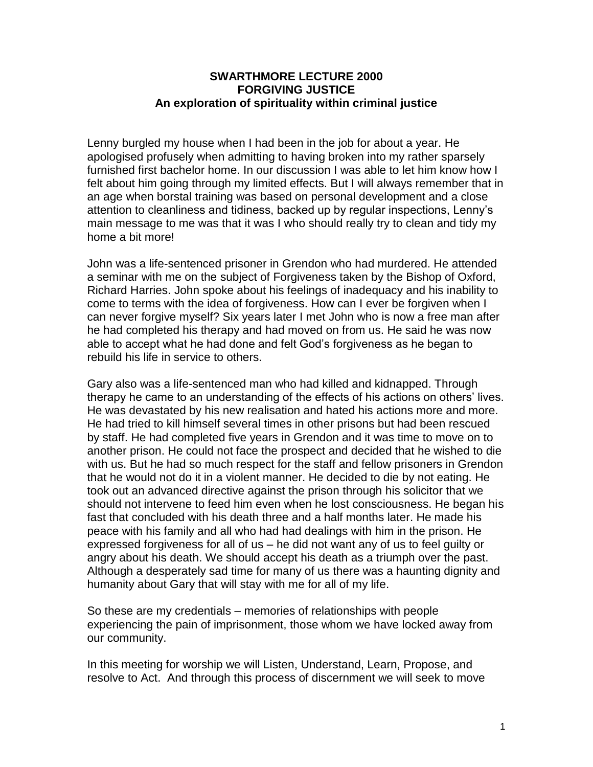# SWARTHMORE LECTURE 2000
## FORGIVING JUSTICE
### An exploration of spirituality within criminal justice

Lenny burgled my house when I had been in the job for about a year. He apologised profusely when admitting to having broken into my rather sparsely furnished first bachelor home. In our discussion I was able to let him know how I felt about him going through my limited effects. But I will always remember that in an age when borstal training was based on personal development and a close attention to cleanliness and tidiness, backed up by regular inspections, Lenny's main message to me was that it was I who should really try to clean and tidy my home a bit more!

John was a life-sentenced prisoner in Grendon who had murdered. He attended a seminar with me on the subject of Forgiveness taken by the Bishop of Oxford, Richard Harries. John spoke about his feelings of inadequacy and his inability to come to terms with the idea of forgiveness. How can I ever be forgiven when I can never forgive myself? Six years later I met John who is now a free man after he had completed his therapy and had moved on from us. He said he was now able to accept what he had done and felt God's forgiveness as he began to rebuild his life in service to others.

Gary also was a life-sentenced man who had killed and kidnapped. Through therapy he came to an understanding of the effects of his actions on others' lives. He was devastated by his new realisation and hated his actions more and more. He had tried to kill himself several times in other prisons but had been rescued by staff. He had completed five years in Grendon and it was time to move on to another prison. He could not face the prospect and decided that he wished to die with us. But he had so much respect for the staff and fellow prisoners in Grendon that he would not do it in a violent manner. He decided to die by not eating. He took out an advanced directive against the prison through his solicitor that we should not intervene to feed him even when he lost consciousness. He began his fast that concluded with his death three and a half months later. He made his peace with his family and all who had had dealings with him in the prison. He expressed forgiveness for all of us – he did not want any of us to feel guilty or angry about his death. We should accept his death as a triumph over the past. Although a desperately sad time for many of us there was a haunting dignity and humanity about Gary that will stay with me for all of my life.

So these are my credentials – memories of relationships with people experiencing the pain of imprisonment, those whom we have locked away from our community.

In this meeting for worship we will Listen, Understand, Learn, Propose, and resolve to Act. And through this process of discernment we will seek to move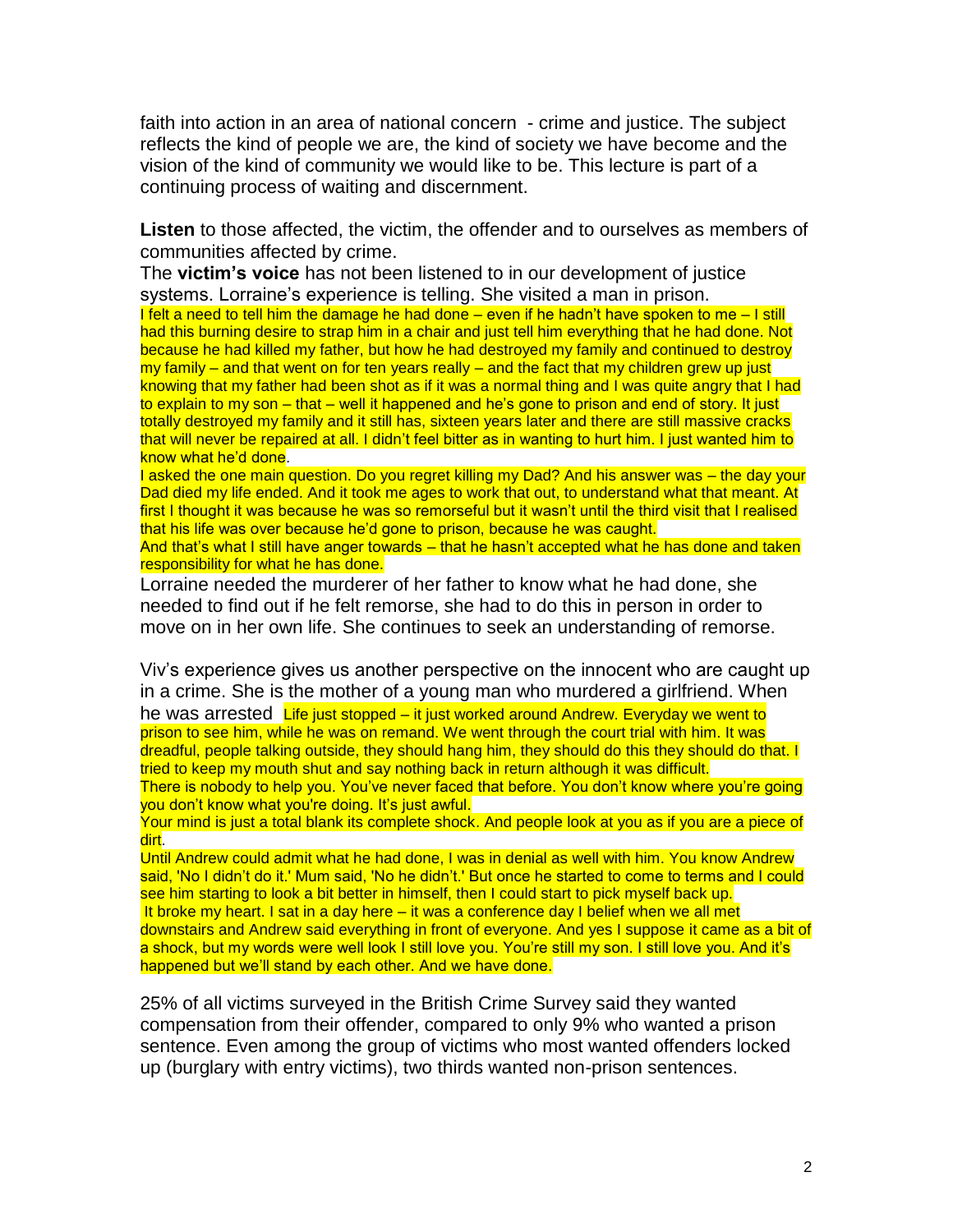faith into action in an area of national concern - crime and justice. The subject reflects the kind of people we are, the kind of society we have become and the vision of the kind of community we would like to be. This lecture is part of a continuing process of waiting and discernment.

**Listen** to those affected, the victim, the offender and to ourselves as members of communities affected by crime.

The **victim's voice** has not been listened to in our development of justice systems. Lorraine's experience is telling. She visited a man in prison.

I felt a need to tell him the damage he had done – even if he hadn't have spoken to me – I still had this burning desire to strap him in a chair and just tell him everything that he had done. Not because he had killed my father, but how he had destroyed my family and continued to destroy my family – and that went on for ten years really – and the fact that my children grew up just knowing that my father had been shot as if it was a normal thing and I was quite angry that I had to explain to my son – that – well it happened and he's gone to prison and end of story. It just totally destroyed my family and it still has, sixteen years later and there are still massive cracks that will never be repaired at all. I didn't feel bitter as in wanting to hurt him. I just wanted him to know what he'd done.

I asked the one main question. Do you regret killing my Dad? And his answer was – the day your Dad died my life ended. And it took me ages to work that out, to understand what that meant. At first I thought it was because he was so remorseful but it wasn't until the third visit that I realised that his life was over because he'd gone to prison, because he was caught.

And that's what I still have anger towards – that he hasn't accepted what he has done and taken responsibility for what he has done.

Lorraine needed the murderer of her father to know what he had done, she needed to find out if he felt remorse, she had to do this in person in order to move on in her own life. She continues to seek an understanding of remorse.

Viv's experience gives us another perspective on the innocent who are caught up in a crime. She is the mother of a young man who murdered a girlfriend. When he was arrested Life just stopped – it just worked around Andrew. Everyday we went to prison to see him, while he was on remand. We went through the court trial with him. It was dreadful, people talking outside, they should hang him, they should do this they should do that. I tried to keep my mouth shut and say nothing back in return although it was difficult.

There is nobody to help you. You've never faced that before. You don't know where you're going you don't know what you're doing. It's just awful.

Your mind is just a total blank its complete shock. And people look at you as if you are a piece of dirt.

Until Andrew could admit what he had done, I was in denial as well with him. You know Andrew said, 'No I didn't do it.' Mum said, 'No he didn't.' But once he started to come to terms and I could see him starting to look a bit better in himself, then I could start to pick myself back up.

It broke my heart. I sat in a day here – it was a conference day I belief when we all met downstairs and Andrew said everything in front of everyone. And yes I suppose it came as a bit of a shock, but my words were well look I still love you. You're still my son. I still love you. And it's happened but we'll stand by each other. And we have done.

25% of all victims surveyed in the British Crime Survey said they wanted compensation from their offender, compared to only 9% who wanted a prison sentence. Even among the group of victims who most wanted offenders locked up (burglary with entry victims), two thirds wanted non-prison sentences.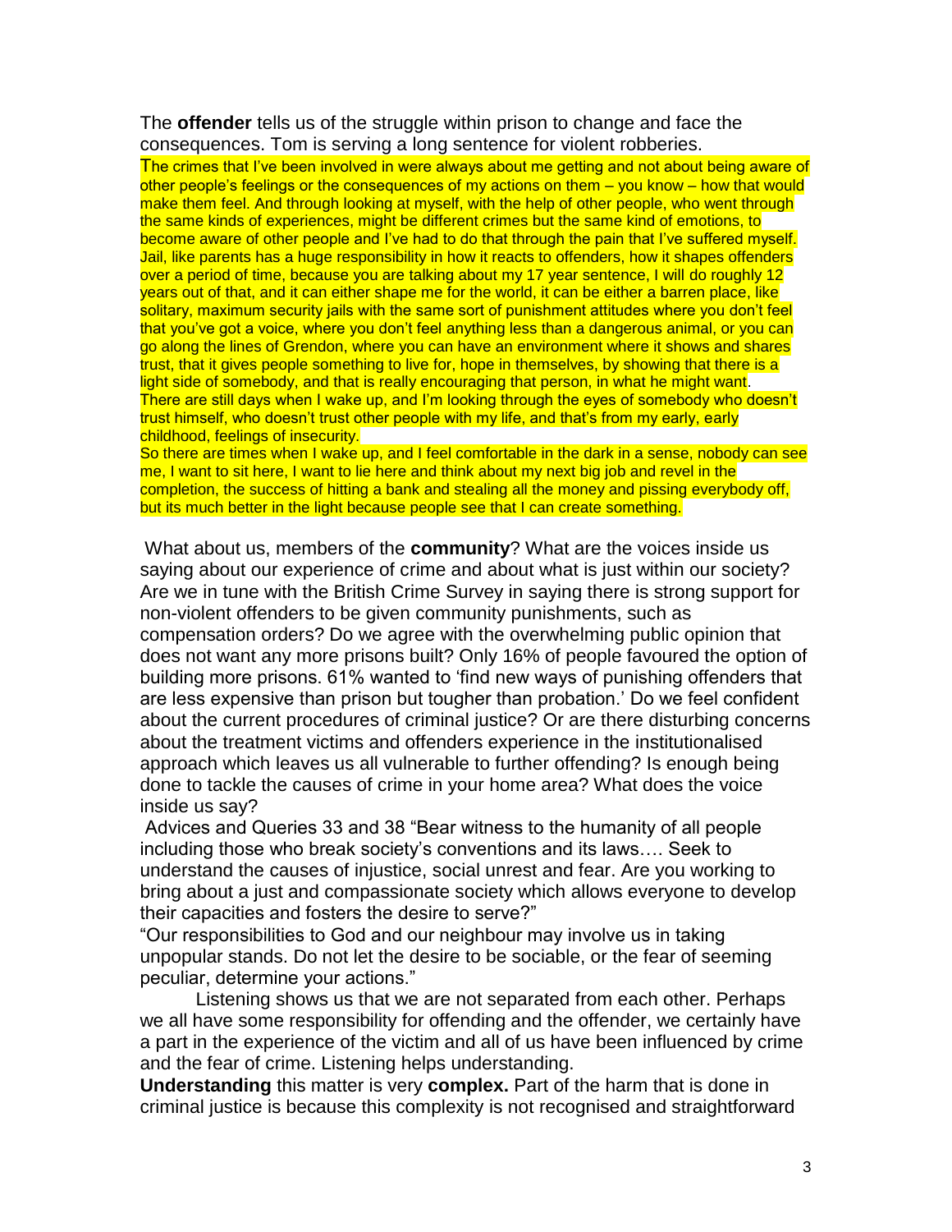The **offender** tells us of the struggle within prison to change and face the consequences. Tom is serving a long sentence for violent robberies.

The crimes that I've been involved in were always about me getting and not about being aware of other people's feelings or the consequences of my actions on them – you know – how that would make them feel. And through looking at myself, with the help of other people, who went through the same kinds of experiences, might be different crimes but the same kind of emotions, to become aware of other people and I've had to do that through the pain that I've suffered myself. Jail, like parents has a huge responsibility in how it reacts to offenders, how it shapes offenders over a period of time, because you are talking about my 17 year sentence, I will do roughly 12 years out of that, and it can either shape me for the world, it can be either a barren place, like solitary, maximum security jails with the same sort of punishment attitudes where you don't feel that you've got a voice, where you don't feel anything less than a dangerous animal, or you can go along the lines of Grendon, where you can have an environment where it shows and shares trust, that it gives people something to live for, hope in themselves, by showing that there is a light side of somebody, and that is really encouraging that person, in what he might want. There are still days when I wake up, and I'm looking through the eyes of somebody who doesn't trust himself, who doesn't trust other people with my life, and that's from my early, early childhood, feelings of insecurity.

So there are times when I wake up, and I feel comfortable in the dark in a sense, nobody can see me, I want to sit here, I want to lie here and think about my next big job and revel in the completion, the success of hitting a bank and stealing all the money and pissing everybody off, but its much better in the light because people see that I can create something.

What about us, members of the **community**? What are the voices inside us saying about our experience of crime and about what is just within our society? Are we in tune with the British Crime Survey in saying there is strong support for non-violent offenders to be given community punishments, such as compensation orders? Do we agree with the overwhelming public opinion that does not want any more prisons built? Only 16% of people favoured the option of building more prisons. 61% wanted to 'find new ways of punishing offenders that are less expensive than prison but tougher than probation.' Do we feel confident about the current procedures of criminal justice? Or are there disturbing concerns about the treatment victims and offenders experience in the institutionalised approach which leaves us all vulnerable to further offending? Is enough being done to tackle the causes of crime in your home area? What does the voice inside us say?

Advices and Queries 33 and 38 "Bear witness to the humanity of all people including those who break society's conventions and its laws…. Seek to understand the causes of injustice, social unrest and fear. Are you working to bring about a just and compassionate society which allows everyone to develop their capacities and fosters the desire to serve?"

"Our responsibilities to God and our neighbour may involve us in taking unpopular stands. Do not let the desire to be sociable, or the fear of seeming peculiar, determine your actions."

Listening shows us that we are not separated from each other. Perhaps we all have some responsibility for offending and the offender, we certainly have a part in the experience of the victim and all of us have been influenced by crime and the fear of crime. Listening helps understanding.

**Understanding** this matter is very **complex.** Part of the harm that is done in criminal justice is because this complexity is not recognised and straightforward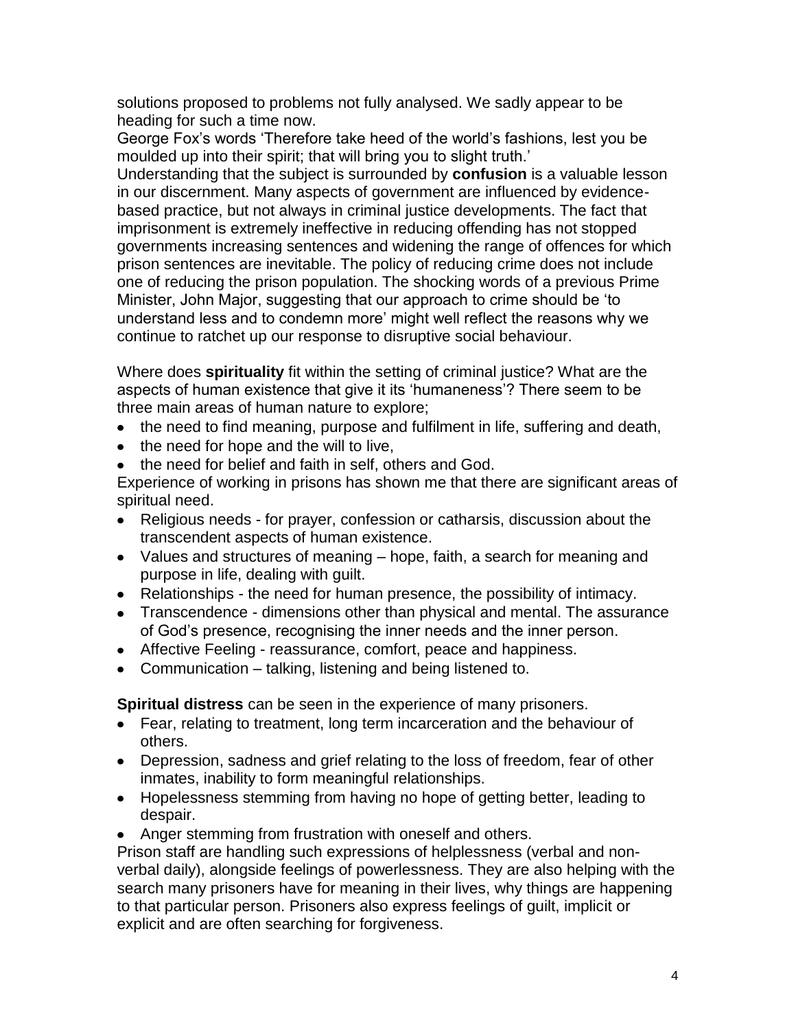solutions proposed to problems not fully analysed. We sadly appear to be heading for such a time now.

George Fox's words 'Therefore take heed of the world's fashions, lest you be moulded up into their spirit; that will bring you to slight truth.'

Understanding that the subject is surrounded by **confusion** is a valuable lesson in our discernment. Many aspects of government are influenced by evidence-based practice, but not always in criminal justice developments. The fact that imprisonment is extremely ineffective in reducing offending has not stopped governments increasing sentences and widening the range of offences for which prison sentences are inevitable. The policy of reducing crime does not include one of reducing the prison population. The shocking words of a previous Prime Minister, John Major, suggesting that our approach to crime should be 'to understand less and to condemn more' might well reflect the reasons why we continue to ratchet up our response to disruptive social behaviour.

Where does **spirituality** fit within the setting of criminal justice? What are the aspects of human existence that give it its 'humaneness'? There seem to be three main areas of human nature to explore;

- the need to find meaning, purpose and fulfilment in life, suffering and death,
- the need for hope and the will to live,
- the need for belief and faith in self, others and God.

Experience of working in prisons has shown me that there are significant areas of spiritual need.

- Religious needs - for prayer, confession or catharsis, discussion about the transcendent aspects of human existence.
- Values and structures of meaning – hope, faith, a search for meaning and purpose in life, dealing with guilt.
- Relationships - the need for human presence, the possibility of intimacy.
- Transcendence - dimensions other than physical and mental. The assurance of God's presence, recognising the inner needs and the inner person.
- Affective Feeling - reassurance, comfort, peace and happiness.
- Communication – talking, listening and being listened to.

**Spiritual distress** can be seen in the experience of many prisoners.

- Fear, relating to treatment, long term incarceration and the behaviour of others.
- Depression, sadness and grief relating to the loss of freedom, fear of other inmates, inability to form meaningful relationships.
- Hopelessness stemming from having no hope of getting better, leading to despair.
- Anger stemming from frustration with oneself and others.

Prison staff are handling such expressions of helplessness (verbal and non-verbal daily), alongside feelings of powerlessness. They are also helping with the search many prisoners have for meaning in their lives, why things are happening to that particular person. Prisoners also express feelings of guilt, implicit or explicit and are often searching for forgiveness.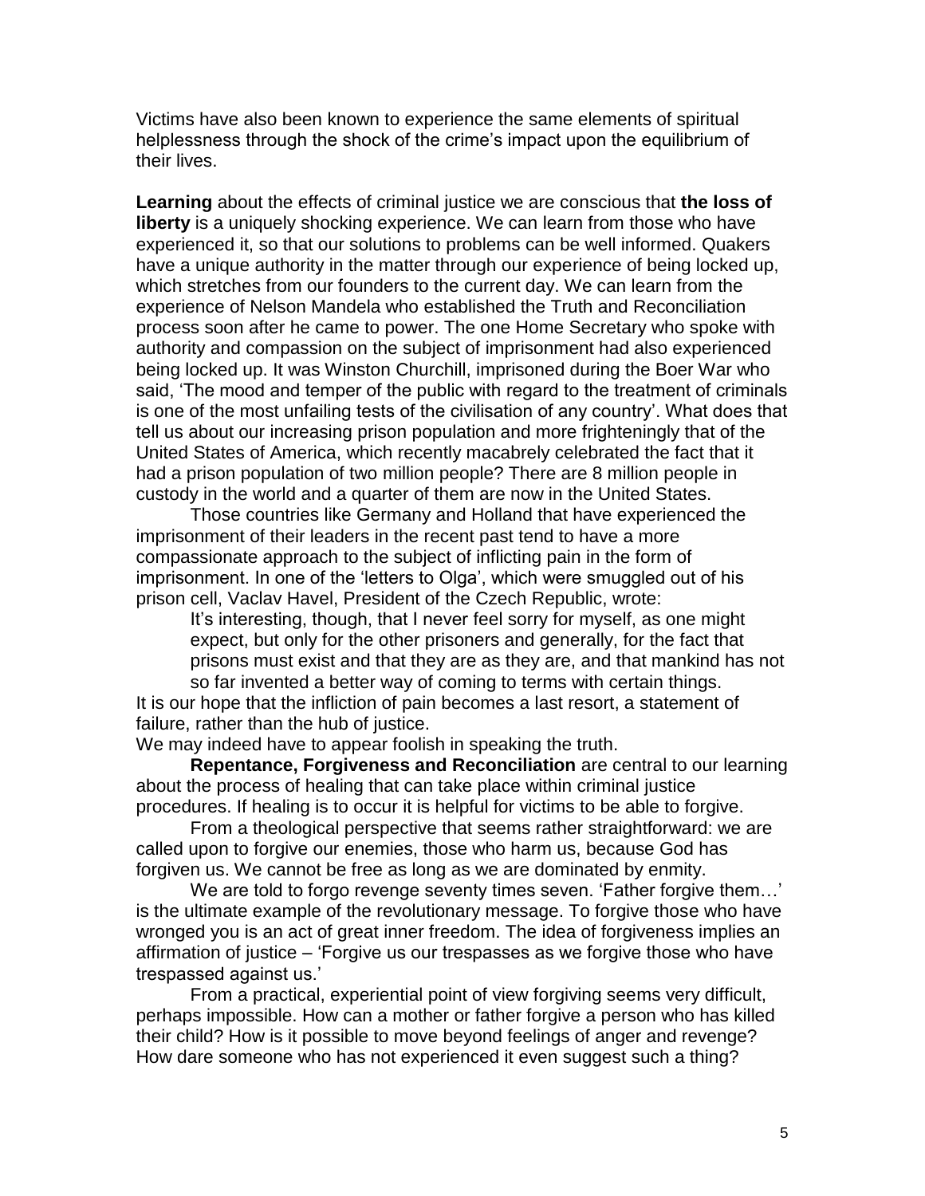Victims have also been known to experience the same elements of spiritual helplessness through the shock of the crime's impact upon the equilibrium of their lives.

**Learning** about the effects of criminal justice we are conscious that **the loss of liberty** is a uniquely shocking experience. We can learn from those who have experienced it, so that our solutions to problems can be well informed. Quakers have a unique authority in the matter through our experience of being locked up, which stretches from our founders to the current day. We can learn from the experience of Nelson Mandela who established the Truth and Reconciliation process soon after he came to power. The one Home Secretary who spoke with authority and compassion on the subject of imprisonment had also experienced being locked up. It was Winston Churchill, imprisoned during the Boer War who said, 'The mood and temper of the public with regard to the treatment of criminals is one of the most unfailing tests of the civilisation of any country'. What does that tell us about our increasing prison population and more frighteningly that of the United States of America, which recently macabrely celebrated the fact that it had a prison population of two million people? There are 8 million people in custody in the world and a quarter of them are now in the United States.

Those countries like Germany and Holland that have experienced the imprisonment of their leaders in the recent past tend to have a more compassionate approach to the subject of inflicting pain in the form of imprisonment. In one of the 'letters to Olga', which were smuggled out of his prison cell, Vaclav Havel, President of the Czech Republic, wrote:

> It's interesting, though, that I never feel sorry for myself, as one might expect, but only for the other prisoners and generally, for the fact that prisons must exist and that they are as they are, and that mankind has not so far invented a better way of coming to terms with certain things.

It is our hope that the infliction of pain becomes a last resort, a statement of failure, rather than the hub of justice.

We may indeed have to appear foolish in speaking the truth.

**Repentance, Forgiveness and Reconciliation** are central to our learning about the process of healing that can take place within criminal justice procedures. If healing is to occur it is helpful for victims to be able to forgive.

From a theological perspective that seems rather straightforward: we are called upon to forgive our enemies, those who harm us, because God has forgiven us. We cannot be free as long as we are dominated by enmity.

We are told to forgo revenge seventy times seven. 'Father forgive them…' is the ultimate example of the revolutionary message. To forgive those who have wronged you is an act of great inner freedom. The idea of forgiveness implies an affirmation of justice – 'Forgive us our trespasses as we forgive those who have trespassed against us.'

From a practical, experiential point of view forgiving seems very difficult, perhaps impossible. How can a mother or father forgive a person who has killed their child? How is it possible to move beyond feelings of anger and revenge? How dare someone who has not experienced it even suggest such a thing?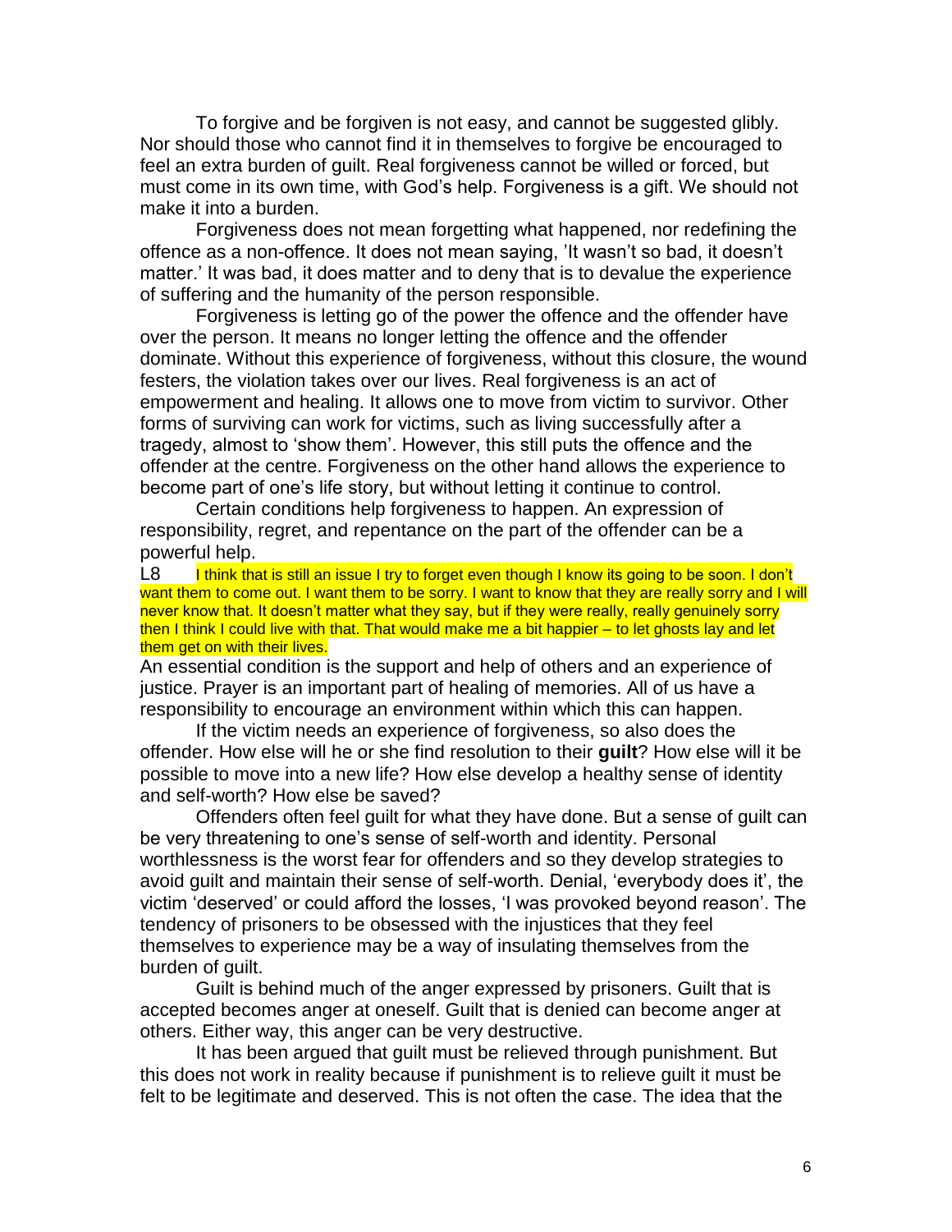To forgive and be forgiven is not easy, and cannot be suggested glibly. Nor should those who cannot find it in themselves to forgive be encouraged to feel an extra burden of guilt. Real forgiveness cannot be willed or forced, but must come in its own time, with God's help. Forgiveness is a gift. We should not make it into a burden.

Forgiveness does not mean forgetting what happened, nor redefining the offence as a non-offence. It does not mean saying, 'It wasn't so bad, it doesn't matter.' It was bad, it does matter and to deny that is to devalue the experience of suffering and the humanity of the person responsible.

Forgiveness is letting go of the power the offence and the offender have over the person. It means no longer letting the offence and the offender dominate. Without this experience of forgiveness, without this closure, the wound festers, the violation takes over our lives. Real forgiveness is an act of empowerment and healing. It allows one to move from victim to survivor. Other forms of surviving can work for victims, such as living successfully after a tragedy, almost to 'show them'. However, this still puts the offence and the offender at the centre. Forgiveness on the other hand allows the experience to become part of one's life story, but without letting it continue to control.

Certain conditions help forgiveness to happen. An expression of responsibility, regret, and repentance on the part of the offender can be a powerful help.

L8 I think that is still an issue I try to forget even though I know its going to be soon. I don't want them to come out. I want them to be sorry. I want to know that they are really sorry and I will never know that. It doesn't matter what they say, but if they were really, really genuinely sorry then I think I could live with that. That would make me a bit happier – to let ghosts lay and let them get on with their lives.

An essential condition is the support and help of others and an experience of justice. Prayer is an important part of healing of memories. All of us have a responsibility to encourage an environment within which this can happen.

If the victim needs an experience of forgiveness, so also does the offender. How else will he or she find resolution to their **guilt**? How else will it be possible to move into a new life? How else develop a healthy sense of identity and self-worth? How else be saved?

Offenders often feel guilt for what they have done. But a sense of guilt can be very threatening to one's sense of self-worth and identity. Personal worthlessness is the worst fear for offenders and so they develop strategies to avoid guilt and maintain their sense of self-worth. Denial, 'everybody does it', the victim 'deserved' or could afford the losses, 'I was provoked beyond reason'. The tendency of prisoners to be obsessed with the injustices that they feel themselves to experience may be a way of insulating themselves from the burden of guilt.

Guilt is behind much of the anger expressed by prisoners. Guilt that is accepted becomes anger at oneself. Guilt that is denied can become anger at others. Either way, this anger can be very destructive.

It has been argued that guilt must be relieved through punishment. But this does not work in reality because if punishment is to relieve guilt it must be felt to be legitimate and deserved. This is not often the case. The idea that the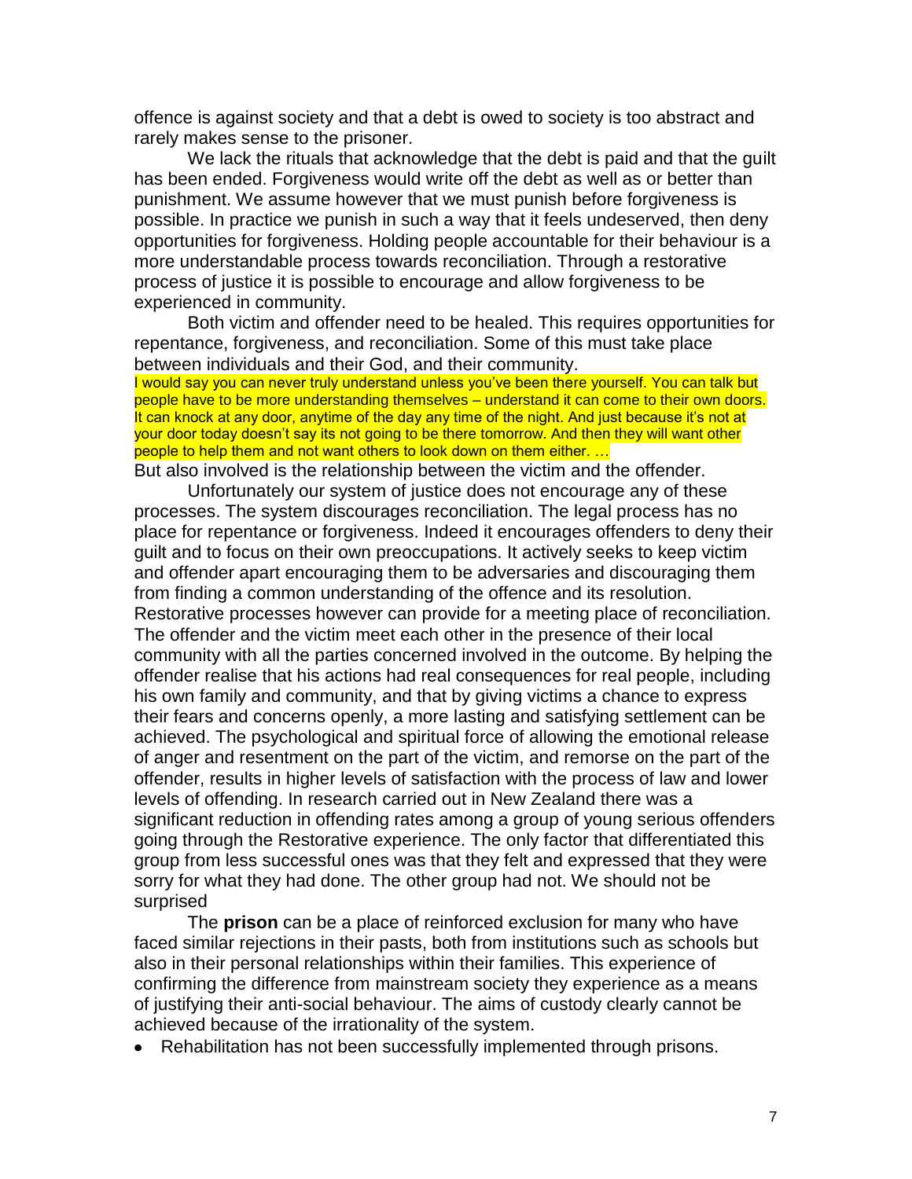offence is against society and that a debt is owed to society is too abstract and rarely makes sense to the prisoner.

We lack the rituals that acknowledge that the debt is paid and that the guilt has been ended. Forgiveness would write off the debt as well as or better than punishment. We assume however that we must punish before forgiveness is possible. In practice we punish in such a way that it feels undeserved, then deny opportunities for forgiveness. Holding people accountable for their behaviour is a more understandable process towards reconciliation. Through a restorative process of justice it is possible to encourage and allow forgiveness to be experienced in community.

Both victim and offender need to be healed. This requires opportunities for repentance, forgiveness, and reconciliation. Some of this must take place between individuals and their God, and their community.

I would say you can never truly understand unless you've been there yourself. You can talk but people have to be more understanding themselves – understand it can come to their own doors. It can knock at any door, anytime of the day any time of the night. And just because it's not at your door today doesn't say its not going to be there tomorrow. And then they will want other people to help them and not want others to look down on them either. …

But also involved is the relationship between the victim and the offender.

Unfortunately our system of justice does not encourage any of these processes. The system discourages reconciliation. The legal process has no place for repentance or forgiveness. Indeed it encourages offenders to deny their guilt and to focus on their own preoccupations. It actively seeks to keep victim and offender apart encouraging them to be adversaries and discouraging them from finding a common understanding of the offence and its resolution. Restorative processes however can provide for a meeting place of reconciliation. The offender and the victim meet each other in the presence of their local community with all the parties concerned involved in the outcome. By helping the offender realise that his actions had real consequences for real people, including his own family and community, and that by giving victims a chance to express their fears and concerns openly, a more lasting and satisfying settlement can be achieved. The psychological and spiritual force of allowing the emotional release of anger and resentment on the part of the victim, and remorse on the part of the offender, results in higher levels of satisfaction with the process of law and lower levels of offending. In research carried out in New Zealand there was a significant reduction in offending rates among a group of young serious offenders going through the Restorative experience. The only factor that differentiated this group from less successful ones was that they felt and expressed that they were sorry for what they had done. The other group had not. We should not be surprised

The **prison** can be a place of reinforced exclusion for many who have faced similar rejections in their pasts, both from institutions such as schools but also in their personal relationships within their families. This experience of confirming the difference from mainstream society they experience as a means of justifying their anti-social behaviour. The aims of custody clearly cannot be achieved because of the irrationality of the system.

- Rehabilitation has not been successfully implemented through prisons.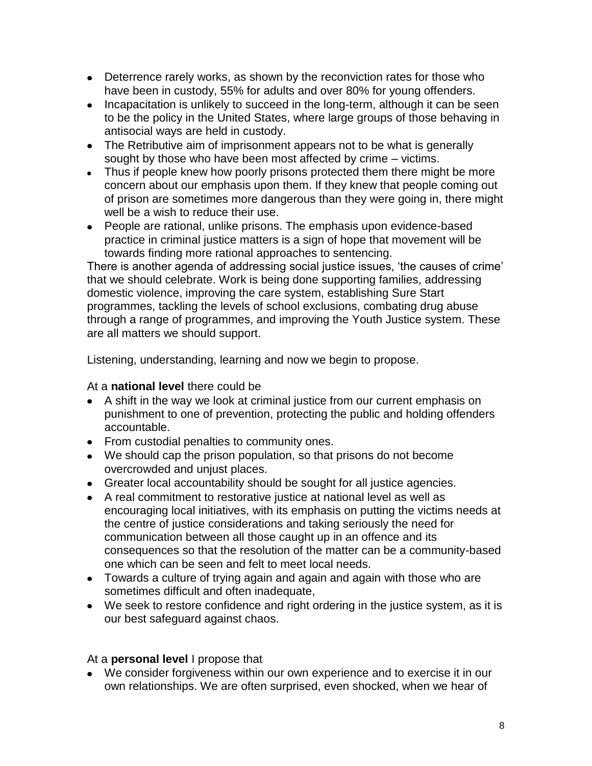- Deterrence rarely works, as shown by the reconviction rates for those who have been in custody, 55% for adults and over 80% for young offenders.
- Incapacitation is unlikely to succeed in the long-term, although it can be seen to be the policy in the United States, where large groups of those behaving in antisocial ways are held in custody.
- The Retributive aim of imprisonment appears not to be what is generally sought by those who have been most affected by crime – victims.
- Thus if people knew how poorly prisons protected them there might be more concern about our emphasis upon them. If they knew that people coming out of prison are sometimes more dangerous than they were going in, there might well be a wish to reduce their use.
- People are rational, unlike prisons. The emphasis upon evidence-based practice in criminal justice matters is a sign of hope that movement will be towards finding more rational approaches to sentencing.

There is another agenda of addressing social justice issues, 'the causes of crime' that we should celebrate. Work is being done supporting families, addressing domestic violence, improving the care system, establishing Sure Start programmes, tackling the levels of school exclusions, combating drug abuse through a range of programmes, and improving the Youth Justice system. These are all matters we should support.

Listening, understanding, learning and now we begin to propose.

At a **national level** there could be

- A shift in the way we look at criminal justice from our current emphasis on punishment to one of prevention, protecting the public and holding offenders accountable.
- From custodial penalties to community ones.
- We should cap the prison population, so that prisons do not become overcrowded and unjust places.
- Greater local accountability should be sought for all justice agencies.
- A real commitment to restorative justice at national level as well as encouraging local initiatives, with its emphasis on putting the victims needs at the centre of justice considerations and taking seriously the need for communication between all those caught up in an offence and its consequences so that the resolution of the matter can be a community-based one which can be seen and felt to meet local needs.
- Towards a culture of trying again and again and again with those who are sometimes difficult and often inadequate,
- We seek to restore confidence and right ordering in the justice system, as it is our best safeguard against chaos.

At a **personal level** I propose that

- We consider forgiveness within our own experience and to exercise it in our own relationships. We are often surprised, even shocked, when we hear of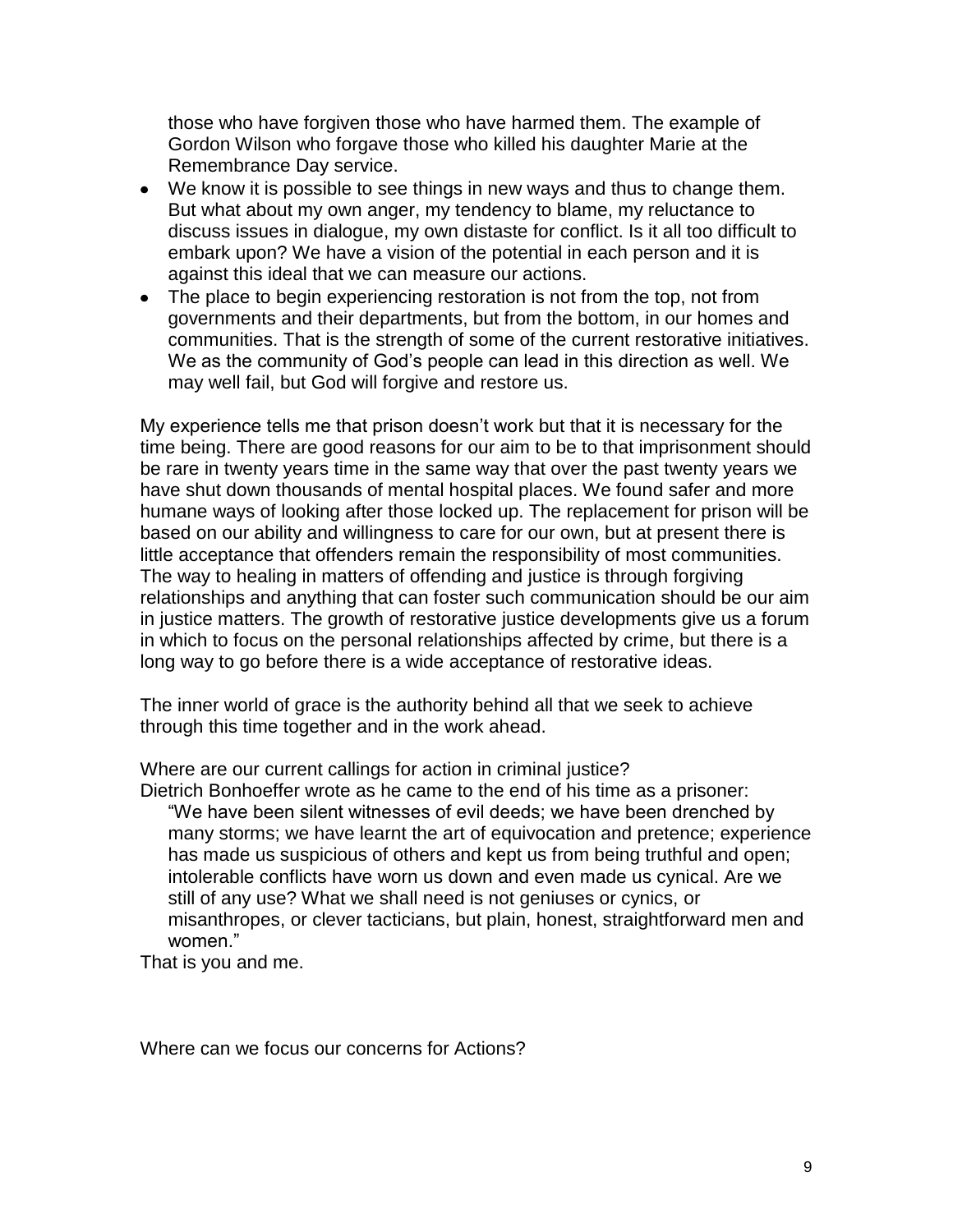those who have forgiven those who have harmed them. The example of Gordon Wilson who forgave those who killed his daughter Marie at the Remembrance Day service.

- We know it is possible to see things in new ways and thus to change them. But what about my own anger, my tendency to blame, my reluctance to discuss issues in dialogue, my own distaste for conflict. Is it all too difficult to embark upon? We have a vision of the potential in each person and it is against this ideal that we can measure our actions.
- The place to begin experiencing restoration is not from the top, not from governments and their departments, but from the bottom, in our homes and communities. That is the strength of some of the current restorative initiatives. We as the community of God's people can lead in this direction as well. We may well fail, but God will forgive and restore us.

My experience tells me that prison doesn't work but that it is necessary for the time being. There are good reasons for our aim to be to that imprisonment should be rare in twenty years time in the same way that over the past twenty years we have shut down thousands of mental hospital places. We found safer and more humane ways of looking after those locked up. The replacement for prison will be based on our ability and willingness to care for our own, but at present there is little acceptance that offenders remain the responsibility of most communities. The way to healing in matters of offending and justice is through forgiving relationships and anything that can foster such communication should be our aim in justice matters. The growth of restorative justice developments give us a forum in which to focus on the personal relationships affected by crime, but there is a long way to go before there is a wide acceptance of restorative ideas.

The inner world of grace is the authority behind all that we seek to achieve through this time together and in the work ahead.

Where are our current callings for action in criminal justice?

Dietrich Bonhoeffer wrote as he came to the end of his time as a prisoner:

> "We have been silent witnesses of evil deeds; we have been drenched by many storms; we have learnt the art of equivocation and pretence; experience has made us suspicious of others and kept us from being truthful and open; intolerable conflicts have worn us down and even made us cynical. Are we still of any use? What we shall need is not geniuses or cynics, or misanthropes, or clever tacticians, but plain, honest, straightforward men and women."

That is you and me.

Where can we focus our concerns for Actions?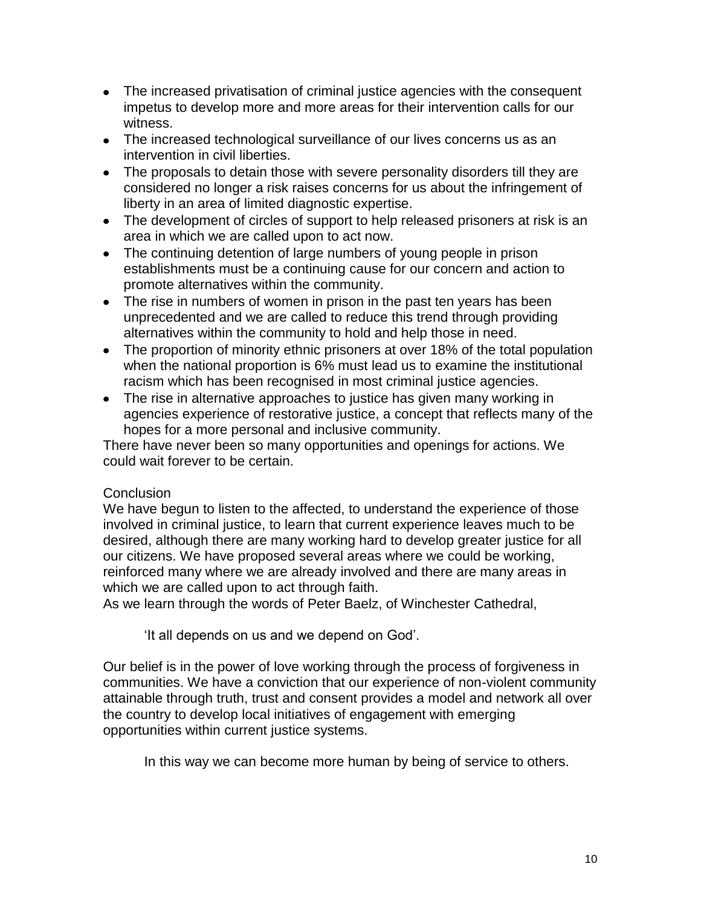- The increased privatisation of criminal justice agencies with the consequent impetus to develop more and more areas for their intervention calls for our witness.
- The increased technological surveillance of our lives concerns us as an intervention in civil liberties.
- The proposals to detain those with severe personality disorders till they are considered no longer a risk raises concerns for us about the infringement of liberty in an area of limited diagnostic expertise.
- The development of circles of support to help released prisoners at risk is an area in which we are called upon to act now.
- The continuing detention of large numbers of young people in prison establishments must be a continuing cause for our concern and action to promote alternatives within the community.
- The rise in numbers of women in prison in the past ten years has been unprecedented and we are called to reduce this trend through providing alternatives within the community to hold and help those in need.
- The proportion of minority ethnic prisoners at over 18% of the total population when the national proportion is 6% must lead us to examine the institutional racism which has been recognised in most criminal justice agencies.
- The rise in alternative approaches to justice has given many working in agencies experience of restorative justice, a concept that reflects many of the hopes for a more personal and inclusive community.

There have never been so many opportunities and openings for actions. We could wait forever to be certain.

## Conclusion

We have begun to listen to the affected, to understand the experience of those involved in criminal justice, to learn that current experience leaves much to be desired, although there are many working hard to develop greater justice for all our citizens. We have proposed several areas where we could be working, reinforced many where we are already involved and there are many areas in which we are called upon to act through faith.

As we learn through the words of Peter Baelz, of Winchester Cathedral,

> 'It all depends on us and we depend on God'.

Our belief is in the power of love working through the process of forgiveness in communities. We have a conviction that our experience of non-violent community attainable through truth, trust and consent provides a model and network all over the country to develop local initiatives of engagement with emerging opportunities within current justice systems.

> In this way we can become more human by being of service to others.